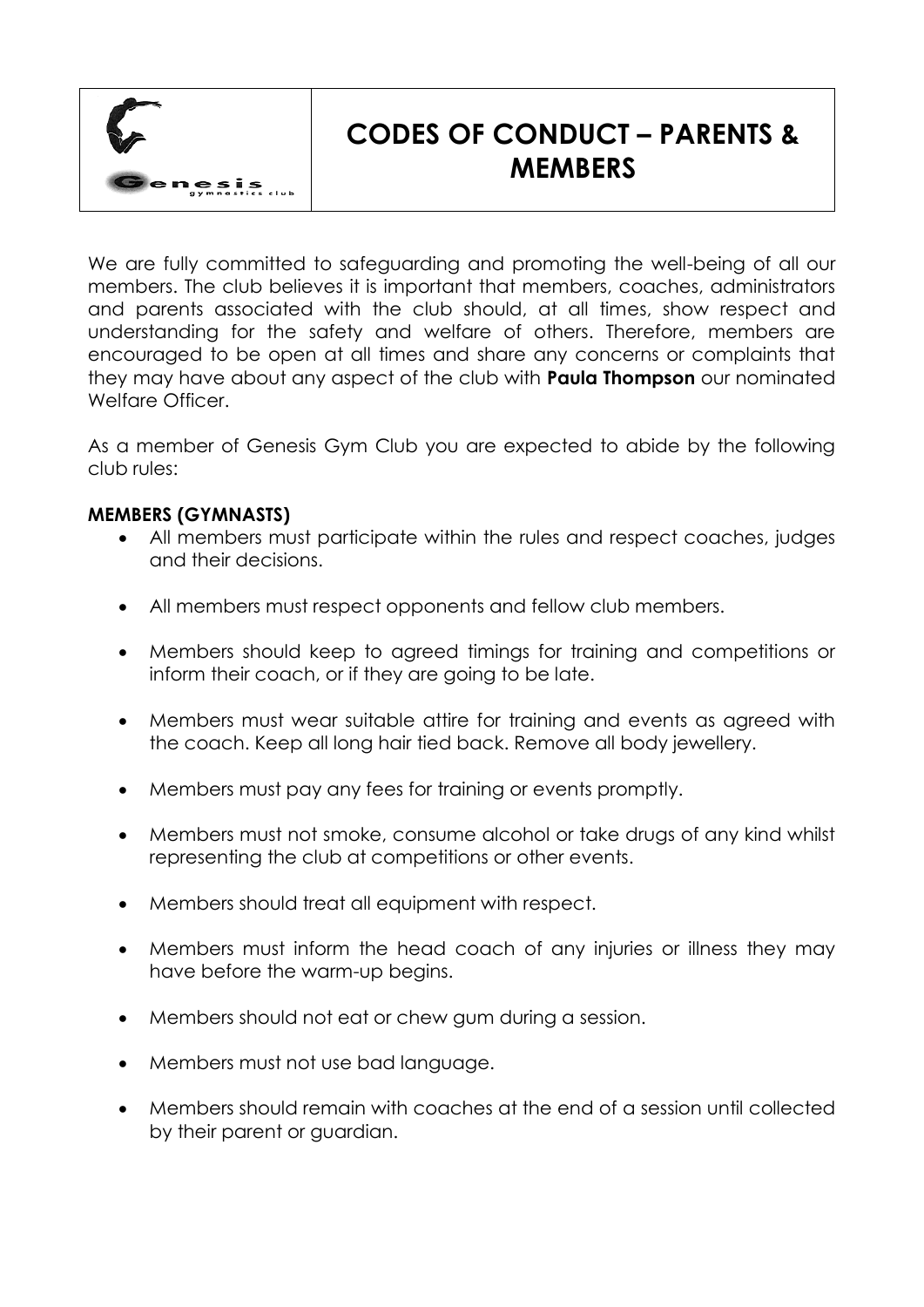# CODES OF CONDUCT – PARENTS & MEMBERS

We are fully committed to safeguarding and promoting the well-being of all our members. The club believes it is important that members, coaches, administrators and parents associated with the club should, at all times, show respect and understanding for the safety and welfare of others. Therefore, members are encouraged to be open at all times and share any concerns or complaints that they may have about any aspect of the club with **Paula Thompson** our nominated Welfare Officer.

As a member of Genesis Gym Club you are expected to abide by the following club rules:

**MEMBERS (GYMNASTS)**

- All members must participate within the rules and respect coaches, judges and their decisions.
- All members must respect opponents and fellow club members.
- Members should keep to agreed timings for training and competitions or inform their coach, or if they are going to be late.
- Members must wear suitable attire for training and events as agreed with the coach. Keep all long hair tied back. Remove all body jewellery.
- Members must pay any fees for training or events promptly.
- Members must not smoke, consume alcohol or take drugs of any kind whilst representing the club at competitions or other events.
- Members should treat all equipment with respect.
- Members must inform the head coach of any injuries or illness they may have before the warm-up begins.
- Members should not eat or chew gum during a session.
- Members must not use bad language.
- Members should remain with coaches at the end of a session until collected by their parent or guardian.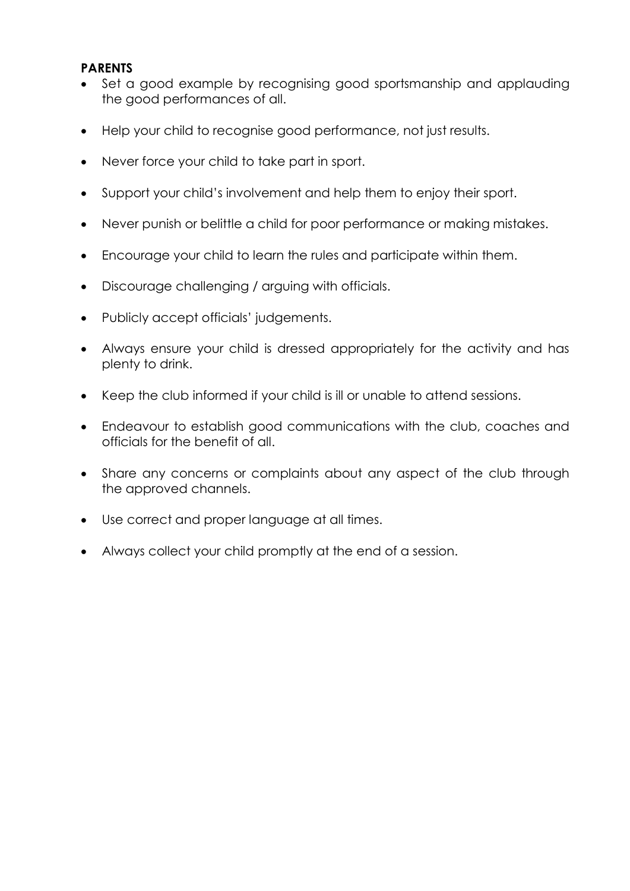**PARENTS**

- Set a good example by recognising good sportsmanship and applauding the good performances of all.
- Help your child to recognise good performance, not just results.
- Never force your child to take part in sport.
- Support your child's involvement and help them to enjoy their sport.
- Never punish or belittle a child for poor performance or making mistakes.
- Encourage your child to learn the rules and participate within them.
- Discourage challenging / arguing with officials.
- Publicly accept officials' judgements.
- Always ensure your child is dressed appropriately for the activity and has plenty to drink.
- Keep the club informed if your child is ill or unable to attend sessions.
- Endeavour to establish good communications with the club, coaches and officials for the benefit of all.
- Share any concerns or complaints about any aspect of the club through the approved channels.
- Use correct and proper language at all times.
- Always collect your child promptly at the end of a session.